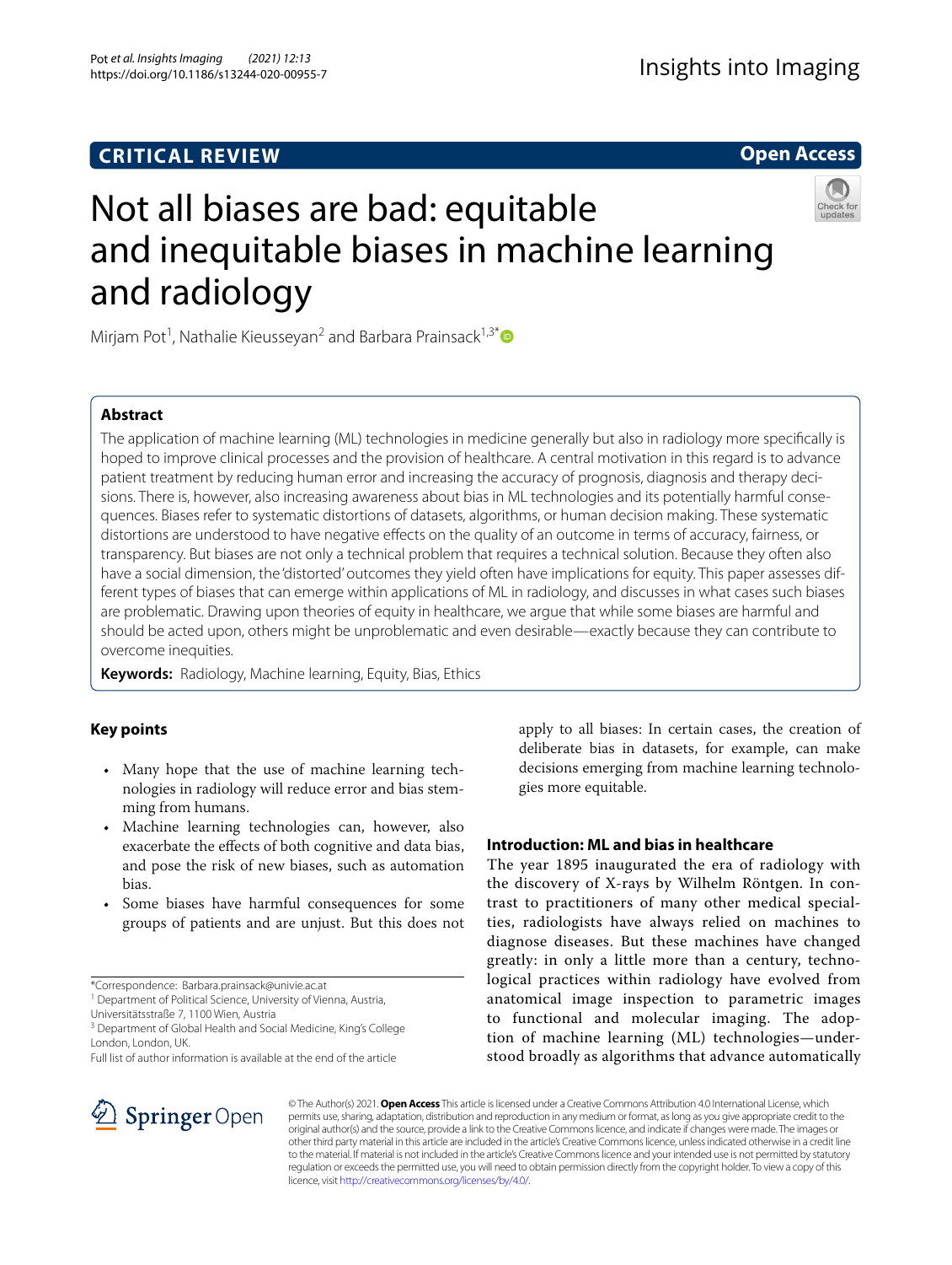CRITICAL REVIEW

Open Access

# Not all biases are bad: equitable and inequitable biases in machine learning and radiology

Mirjam Pot[1], Nathalie Kieusseyan[2] and Barbara Prainsack[1,3*]

## Abstract

The application of machine learning (ML) technologies in medicine generally but also in radiology more specifically is hoped to improve clinical processes and the provision of healthcare. A central motivation in this regard is to advance patient treatment by reducing human error and increasing the accuracy of prognosis, diagnosis and therapy decisions. There is, however, also increasing awareness about bias in ML technologies and its potentially harmful consequences. Biases refer to systematic distortions of datasets, algorithms, or human decision making. These systematic distortions are understood to have negative effects on the quality of an outcome in terms of accuracy, fairness, or transparency. But biases are not only a technical problem that requires a technical solution. Because they often also have a social dimension, the 'distorted' outcomes they yield often have implications for equity. This paper assesses different types of biases that can emerge within applications of ML in radiology, and discusses in what cases such biases are problematic. Drawing upon theories of equity in healthcare, we argue that while some biases are harmful and should be acted upon, others might be unproblematic and even desirable—exactly because they can contribute to overcome inequities.

**Keywords:** Radiology, Machine learning, Equity, Bias, Ethics

## Key points

- Many hope that the use of machine learning technologies in radiology will reduce error and bias stemming from humans.
- Machine learning technologies can, however, also exacerbate the effects of both cognitive and data bias, and pose the risk of new biases, such as automation bias.
- Some biases have harmful consequences for some groups of patients and are unjust. But this does not apply to all biases: In certain cases, the creation of deliberate bias in datasets, for example, can make decisions emerging from machine learning technologies more equitable.

## Introduction: ML and bias in healthcare

The year 1895 inaugurated the era of radiology with the discovery of X-rays by Wilhelm Röntgen. In contrast to practitioners of many other medical specialties, radiologists have always relied on machines to diagnose diseases. But these machines have changed greatly: in only a little more than a century, technological practices within radiology have evolved from anatomical image inspection to parametric images to functional and molecular imaging. The adoption of machine learning (ML) technologies—understood broadly as algorithms that advance automatically

*Correspondence: Barbara.prainsack@univie.ac.at
[1] Department of Political Science, University of Vienna, Austria, Universitätsstraße 7, 1100 Wien, Austria
[3] Department of Global Health and Social Medicine, King's College London, London, UK.
Full list of author information is available at the end of the article

© The Author(s) 2021. **Open Access** This article is licensed under a Creative Commons Attribution 4.0 International License, which permits use, sharing, adaptation, distribution and reproduction in any medium or format, as long as you give appropriate credit to the original author(s) and the source, provide a link to the Creative Commons licence, and indicate if changes were made. The images or other third party material in this article are included in the article's Creative Commons licence, unless indicated otherwise in a credit line to the material. If material is not included in the article's Creative Commons licence and your intended use is not permitted by statutory regulation or exceeds the permitted use, you will need to obtain permission directly from the copyright holder. To view a copy of this licence, visit http://creativecommons.org/licenses/by/4.0/.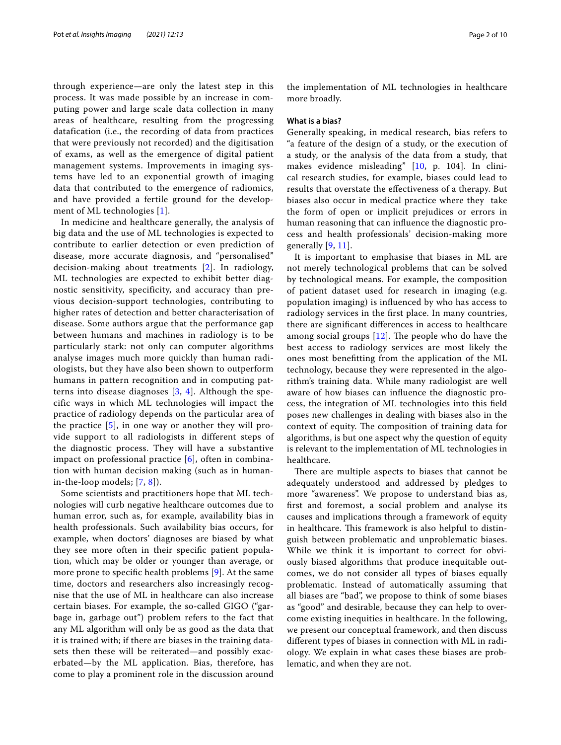through experience—are only the latest step in this process. It was made possible by an increase in computing power and large scale data collection in many areas of healthcare, resulting from the progressing datafication (i.e., the recording of data from practices that were previously not recorded) and the digitisation of exams, as well as the emergence of digital patient management systems. Improvements in imaging systems have led to an exponential growth of imaging data that contributed to the emergence of radiomics, and have provided a fertile ground for the development of ML technologies [1].

In medicine and healthcare generally, the analysis of big data and the use of ML technologies is expected to contribute to earlier detection or even prediction of disease, more accurate diagnosis, and "personalised" decision-making about treatments [2]. In radiology, ML technologies are expected to exhibit better diagnostic sensitivity, specificity, and accuracy than previous decision-support technologies, contributing to higher rates of detection and better characterisation of disease. Some authors argue that the performance gap between humans and machines in radiology is to be particularly stark: not only can computer algorithms analyse images much more quickly than human radiologists, but they have also been shown to outperform humans in pattern recognition and in computing patterns into disease diagnoses [3, 4]. Although the specific ways in which ML technologies will impact the practice of radiology depends on the particular area of the practice [5], in one way or another they will provide support to all radiologists in different steps of the diagnostic process. They will have a substantive impact on professional practice [6], often in combination with human decision making (such as in human-in-the-loop models; [7, 8]).

Some scientists and practitioners hope that ML technologies will curb negative healthcare outcomes due to human error, such as, for example, availability bias in health professionals. Such availability bias occurs, for example, when doctors' diagnoses are biased by what they see more often in their specific patient population, which may be older or younger than average, or more prone to specific health problems [9]. At the same time, doctors and researchers also increasingly recognise that the use of ML in healthcare can also increase certain biases. For example, the so-called GIGO ("garbage in, garbage out") problem refers to the fact that any ML algorithm will only be as good as the data that it is trained with; if there are biases in the training datasets then these will be reiterated—and possibly exacerbated—by the ML application. Bias, therefore, has come to play a prominent role in the discussion around the implementation of ML technologies in healthcare more broadly.

## What is a bias?

Generally speaking, in medical research, bias refers to "a feature of the design of a study, or the execution of a study, or the analysis of the data from a study, that makes evidence misleading" [10, p. 104]. In clinical research studies, for example, biases could lead to results that overstate the effectiveness of a therapy. But biases also occur in medical practice where they take the form of open or implicit prejudices or errors in human reasoning that can influence the diagnostic process and health professionals' decision-making more generally [9, 11].

It is important to emphasise that biases in ML are not merely technological problems that can be solved by technological means. For example, the composition of patient dataset used for research in imaging (e.g. population imaging) is influenced by who has access to radiology services in the first place. In many countries, there are significant differences in access to healthcare among social groups [12]. The people who do have the best access to radiology services are most likely the ones most benefitting from the application of the ML technology, because they were represented in the algorithm's training data. While many radiologist are well aware of how biases can influence the diagnostic process, the integration of ML technologies into this field poses new challenges in dealing with biases also in the context of equity. The composition of training data for algorithms, is but one aspect why the question of equity is relevant to the implementation of ML technologies in healthcare.

There are multiple aspects to biases that cannot be adequately understood and addressed by pledges to more "awareness". We propose to understand bias as, first and foremost, a social problem and analyse its causes and implications through a framework of equity in healthcare. This framework is also helpful to distinguish between problematic and unproblematic biases. While we think it is important to correct for obviously biased algorithms that produce inequitable outcomes, we do not consider all types of biases equally problematic. Instead of automatically assuming that all biases are "bad", we propose to think of some biases as "good" and desirable, because they can help to overcome existing inequities in healthcare. In the following, we present our conceptual framework, and then discuss different types of biases in connection with ML in radiology. We explain in what cases these biases are problematic, and when they are not.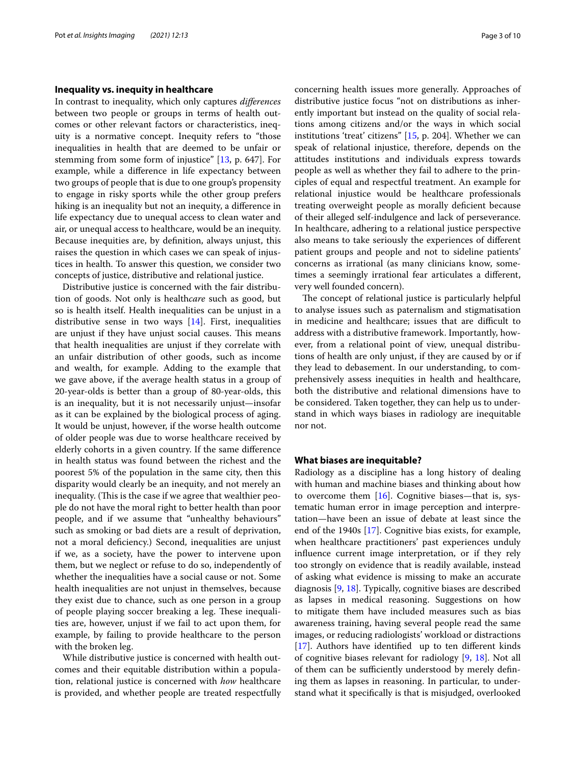## Inequality vs. inequity in healthcare

In contrast to inequality, which only captures *differences* between two people or groups in terms of health outcomes or other relevant factors or characteristics, inequity is a normative concept. Inequity refers to "those inequalities in health that are deemed to be unfair or stemming from some form of injustice" [13, p. 647]. For example, while a difference in life expectancy between two groups of people that is due to one group's propensity to engage in risky sports while the other group prefers hiking is an inequality but not an inequity, a difference in life expectancy due to unequal access to clean water and air, or unequal access to healthcare, would be an inequity. Because inequities are, by definition, always unjust, this raises the question in which cases we can speak of injustices in health. To answer this question, we consider two concepts of justice, distributive and relational justice.

Distributive justice is concerned with the fair distribution of goods. Not only is health*care* such as good, but so is health itself. Health inequalities can be unjust in a distributive sense in two ways [14]. First, inequalities are unjust if they have unjust social causes. This means that health inequalities are unjust if they correlate with an unfair distribution of other goods, such as income and wealth, for example. Adding to the example that we gave above, if the average health status in a group of 20-year-olds is better than a group of 80-year-olds, this is an inequality, but it is not necessarily unjust—insofar as it can be explained by the biological process of aging. It would be unjust, however, if the worse health outcome of older people was due to worse healthcare received by elderly cohorts in a given country. If the same difference in health status was found between the richest and the poorest 5% of the population in the same city, then this disparity would clearly be an inequity, and not merely an inequality. (This is the case if we agree that wealthier people do not have the moral right to better health than poor people, and if we assume that "unhealthy behaviours" such as smoking or bad diets are a result of deprivation, not a moral deficiency.) Second, inequalities are unjust if we, as a society, have the power to intervene upon them, but we neglect or refuse to do so, independently of whether the inequalities have a social cause or not. Some health inequalities are not unjust in themselves, because they exist due to chance, such as one person in a group of people playing soccer breaking a leg. These inequalities are, however, unjust if we fail to act upon them, for example, by failing to provide healthcare to the person with the broken leg.

While distributive justice is concerned with health outcomes and their equitable distribution within a population, relational justice is concerned with *how* healthcare is provided, and whether people are treated respectfully concerning health issues more generally. Approaches of distributive justice focus "not on distributions as inherently important but instead on the quality of social relations among citizens and/or the ways in which social institutions 'treat' citizens" [15, p. 204]. Whether we can speak of relational injustice, therefore, depends on the attitudes institutions and individuals express towards people as well as whether they fail to adhere to the principles of equal and respectful treatment. An example for relational injustice would be healthcare professionals treating overweight people as morally deficient because of their alleged self-indulgence and lack of perseverance. In healthcare, adhering to a relational justice perspective also means to take seriously the experiences of different patient groups and people and not to sideline patients' concerns as irrational (as many clinicians know, sometimes a seemingly irrational fear articulates a different, very well founded concern).

The concept of relational justice is particularly helpful to analyse issues such as paternalism and stigmatisation in medicine and healthcare; issues that are difficult to address with a distributive framework. Importantly, however, from a relational point of view, unequal distributions of health are only unjust, if they are caused by or if they lead to debasement. In our understanding, to comprehensively assess inequities in health and healthcare, both the distributive and relational dimensions have to be considered. Taken together, they can help us to understand in which ways biases in radiology are inequitable nor not.

## What biases are inequitable?

Radiology as a discipline has a long history of dealing with human and machine biases and thinking about how to overcome them [16]. Cognitive biases—that is, systematic human error in image perception and interpretation—have been an issue of debate at least since the end of the 1940s [17]. Cognitive bias exists, for example, when healthcare practitioners' past experiences unduly influence current image interpretation, or if they rely too strongly on evidence that is readily available, instead of asking what evidence is missing to make an accurate diagnosis [9, 18]. Typically, cognitive biases are described as lapses in medical reasoning. Suggestions on how to mitigate them have included measures such as bias awareness training, having several people read the same images, or reducing radiologists' workload or distractions [17]. Authors have identified up to ten different kinds of cognitive biases relevant for radiology [9, 18]. Not all of them can be sufficiently understood by merely defining them as lapses in reasoning. In particular, to understand what it specifically is that is misjudged, overlooked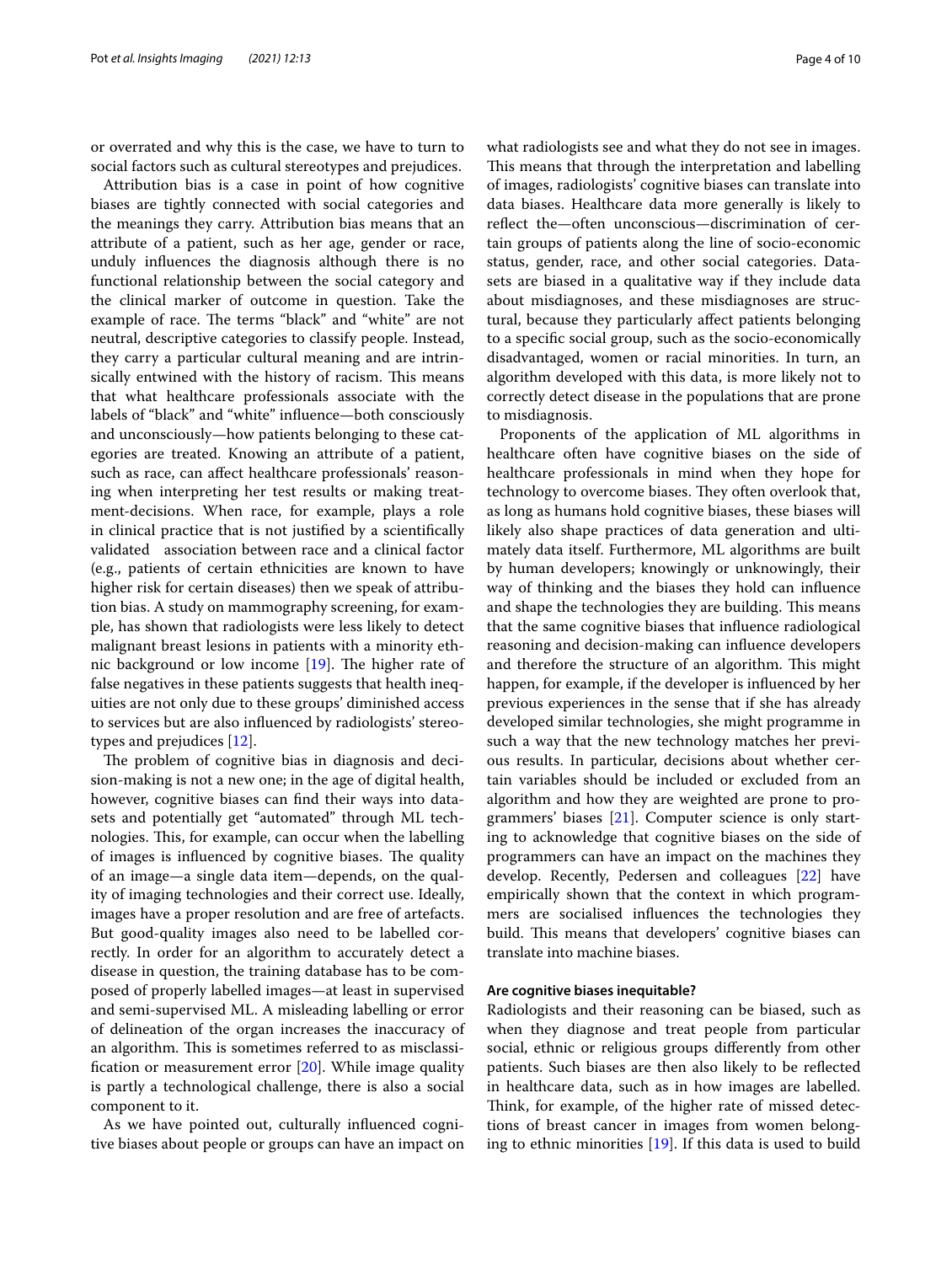or overrated and why this is the case, we have to turn to social factors such as cultural stereotypes and prejudices.

Attribution bias is a case in point of how cognitive biases are tightly connected with social categories and the meanings they carry. Attribution bias means that an attribute of a patient, such as her age, gender or race, unduly influences the diagnosis although there is no functional relationship between the social category and the clinical marker of outcome in question. Take the example of race. The terms "black" and "white" are not neutral, descriptive categories to classify people. Instead, they carry a particular cultural meaning and are intrinsically entwined with the history of racism. This means that what healthcare professionals associate with the labels of "black" and "white" influence—both consciously and unconsciously—how patients belonging to these categories are treated. Knowing an attribute of a patient, such as race, can affect healthcare professionals' reasoning when interpreting her test results or making treatment-decisions. When race, for example, plays a role in clinical practice that is not justified by a scientifically validated association between race and a clinical factor (e.g., patients of certain ethnicities are known to have higher risk for certain diseases) then we speak of attribution bias. A study on mammography screening, for example, has shown that radiologists were less likely to detect malignant breast lesions in patients with a minority ethnic background or low income [19]. The higher rate of false negatives in these patients suggests that health inequities are not only due to these groups' diminished access to services but are also influenced by radiologists' stereotypes and prejudices [12].

The problem of cognitive bias in diagnosis and decision-making is not a new one; in the age of digital health, however, cognitive biases can find their ways into datasets and potentially get "automated" through ML technologies. This, for example, can occur when the labelling of images is influenced by cognitive biases. The quality of an image—a single data item—depends, on the quality of imaging technologies and their correct use. Ideally, images have a proper resolution and are free of artefacts. But good-quality images also need to be labelled correctly. In order for an algorithm to accurately detect a disease in question, the training database has to be composed of properly labelled images—at least in supervised and semi-supervised ML. A misleading labelling or error of delineation of the organ increases the inaccuracy of an algorithm. This is sometimes referred to as misclassification or measurement error [20]. While image quality is partly a technological challenge, there is also a social component to it.

As we have pointed out, culturally influenced cognitive biases about people or groups can have an impact on what radiologists see and what they do not see in images. This means that through the interpretation and labelling of images, radiologists' cognitive biases can translate into data biases. Healthcare data more generally is likely to reflect the—often unconscious—discrimination of certain groups of patients along the line of socio-economic status, gender, race, and other social categories. Datasets are biased in a qualitative way if they include data about misdiagnoses, and these misdiagnoses are structural, because they particularly affect patients belonging to a specific social group, such as the socio-economically disadvantaged, women or racial minorities. In turn, an algorithm developed with this data, is more likely not to correctly detect disease in the populations that are prone to misdiagnosis.

Proponents of the application of ML algorithms in healthcare often have cognitive biases on the side of healthcare professionals in mind when they hope for technology to overcome biases. They often overlook that, as long as humans hold cognitive biases, these biases will likely also shape practices of data generation and ultimately data itself. Furthermore, ML algorithms are built by human developers; knowingly or unknowingly, their way of thinking and the biases they hold can influence and shape the technologies they are building. This means that the same cognitive biases that influence radiological reasoning and decision-making can influence developers and therefore the structure of an algorithm. This might happen, for example, if the developer is influenced by her previous experiences in the sense that if she has already developed similar technologies, she might programme in such a way that the new technology matches her previous results. In particular, decisions about whether certain variables should be included or excluded from an algorithm and how they are weighted are prone to programmers' biases [21]. Computer science is only starting to acknowledge that cognitive biases on the side of programmers can have an impact on the machines they develop. Recently, Pedersen and colleagues [22] have empirically shown that the context in which programmers are socialised influences the technologies they build. This means that developers' cognitive biases can translate into machine biases.

### Are cognitive biases inequitable?

Radiologists and their reasoning can be biased, such as when they diagnose and treat people from particular social, ethnic or religious groups differently from other patients. Such biases are then also likely to be reflected in healthcare data, such as in how images are labelled. Think, for example, of the higher rate of missed detections of breast cancer in images from women belonging to ethnic minorities [19]. If this data is used to build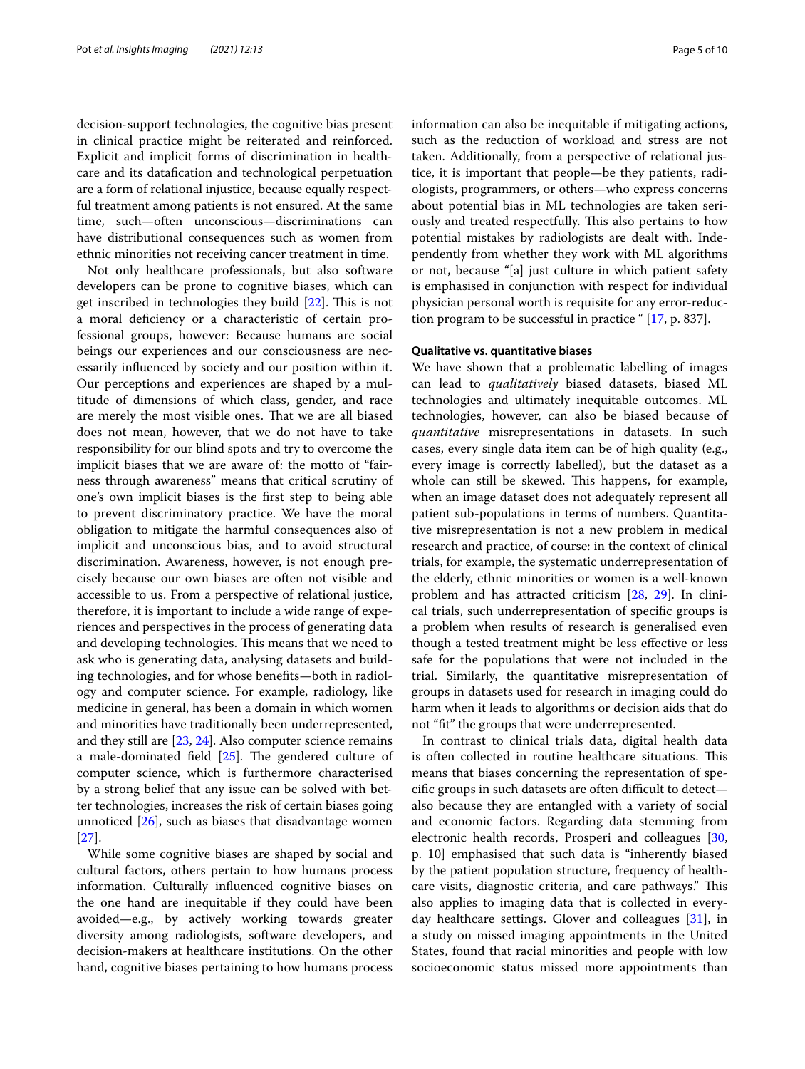decision-support technologies, the cognitive bias present in clinical practice might be reiterated and reinforced. Explicit and implicit forms of discrimination in healthcare and its datafication and technological perpetuation are a form of relational injustice, because equally respectful treatment among patients is not ensured. At the same time, such—often unconscious—discriminations can have distributional consequences such as women from ethnic minorities not receiving cancer treatment in time.

Not only healthcare professionals, but also software developers can be prone to cognitive biases, which can get inscribed in technologies they build [22]. This is not a moral deficiency or a characteristic of certain professional groups, however: Because humans are social beings our experiences and our consciousness are necessarily influenced by society and our position within it. Our perceptions and experiences are shaped by a multitude of dimensions of which class, gender, and race are merely the most visible ones. That we are all biased does not mean, however, that we do not have to take responsibility for our blind spots and try to overcome the implicit biases that we are aware of: the motto of "fairness through awareness" means that critical scrutiny of one's own implicit biases is the first step to being able to prevent discriminatory practice. We have the moral obligation to mitigate the harmful consequences also of implicit and unconscious bias, and to avoid structural discrimination. Awareness, however, is not enough precisely because our own biases are often not visible and accessible to us. From a perspective of relational justice, therefore, it is important to include a wide range of experiences and perspectives in the process of generating data and developing technologies. This means that we need to ask who is generating data, analysing datasets and building technologies, and for whose benefits—both in radiology and computer science. For example, radiology, like medicine in general, has been a domain in which women and minorities have traditionally been underrepresented, and they still are [23, 24]. Also computer science remains a male-dominated field [25]. The gendered culture of computer science, which is furthermore characterised by a strong belief that any issue can be solved with better technologies, increases the risk of certain biases going unnoticed [26], such as biases that disadvantage women [27].

While some cognitive biases are shaped by social and cultural factors, others pertain to how humans process information. Culturally influenced cognitive biases on the one hand are inequitable if they could have been avoided—e.g., by actively working towards greater diversity among radiologists, software developers, and decision-makers at healthcare institutions. On the other hand, cognitive biases pertaining to how humans process information can also be inequitable if mitigating actions, such as the reduction of workload and stress are not taken. Additionally, from a perspective of relational justice, it is important that people—be they patients, radiologists, programmers, or others—who express concerns about potential bias in ML technologies are taken seriously and treated respectfully. This also pertains to how potential mistakes by radiologists are dealt with. Independently from whether they work with ML algorithms or not, because "[a] just culture in which patient safety is emphasised in conjunction with respect for individual physician personal worth is requisite for any error-reduction program to be successful in practice " [17, p. 837].

#### Qualitative vs. quantitative biases

We have shown that a problematic labelling of images can lead to *qualitatively* biased datasets, biased ML technologies and ultimately inequitable outcomes. ML technologies, however, can also be biased because of *quantitative* misrepresentations in datasets. In such cases, every single data item can be of high quality (e.g., every image is correctly labelled), but the dataset as a whole can still be skewed. This happens, for example, when an image dataset does not adequately represent all patient sub-populations in terms of numbers. Quantitative misrepresentation is not a new problem in medical research and practice, of course: in the context of clinical trials, for example, the systematic underrepresentation of the elderly, ethnic minorities or women is a well-known problem and has attracted criticism [28, 29]. In clinical trials, such underrepresentation of specific groups is a problem when results of research is generalised even though a tested treatment might be less effective or less safe for the populations that were not included in the trial. Similarly, the quantitative misrepresentation of groups in datasets used for research in imaging could do harm when it leads to algorithms or decision aids that do not "fit" the groups that were underrepresented.

In contrast to clinical trials data, digital health data is often collected in routine healthcare situations. This means that biases concerning the representation of specific groups in such datasets are often difficult to detect—also because they are entangled with a variety of social and economic factors. Regarding data stemming from electronic health records, Prosperi and colleagues [30, p. 10] emphasised that such data is "inherently biased by the patient population structure, frequency of healthcare visits, diagnostic criteria, and care pathways." This also applies to imaging data that is collected in everyday healthcare settings. Glover and colleagues [31], in a study on missed imaging appointments in the United States, found that racial minorities and people with low socioeconomic status missed more appointments than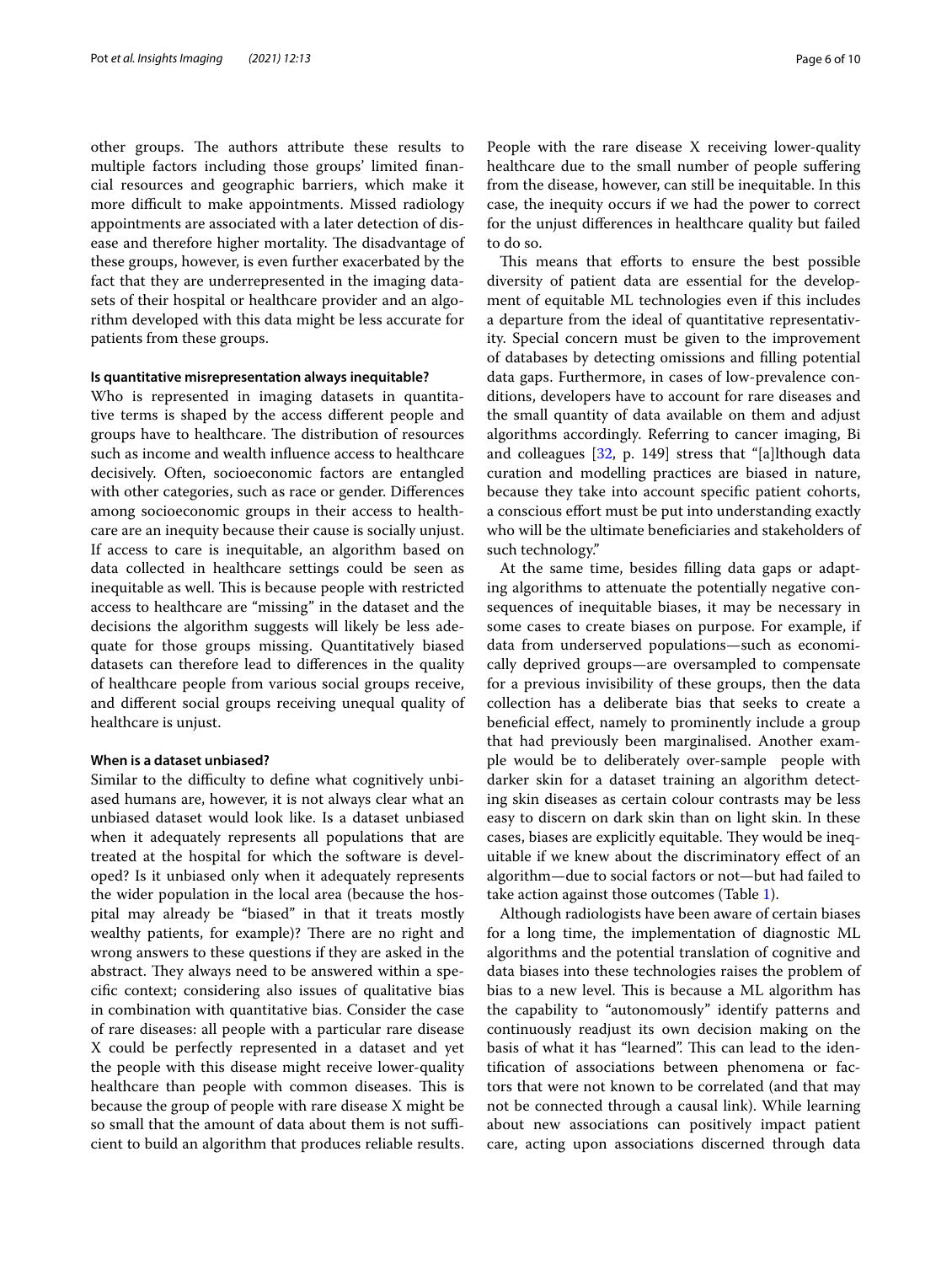other groups. The authors attribute these results to multiple factors including those groups' limited financial resources and geographic barriers, which make it more difficult to make appointments. Missed radiology appointments are associated with a later detection of disease and therefore higher mortality. The disadvantage of these groups, however, is even further exacerbated by the fact that they are underrepresented in the imaging datasets of their hospital or healthcare provider and an algorithm developed with this data might be less accurate for patients from these groups.

#### Is quantitative misrepresentation always inequitable?

Who is represented in imaging datasets in quantitative terms is shaped by the access different people and groups have to healthcare. The distribution of resources such as income and wealth influence access to healthcare decisively. Often, socioeconomic factors are entangled with other categories, such as race or gender. Differences among socioeconomic groups in their access to healthcare are an inequity because their cause is socially unjust. If access to care is inequitable, an algorithm based on data collected in healthcare settings could be seen as inequitable as well. This is because people with restricted access to healthcare are "missing" in the dataset and the decisions the algorithm suggests will likely be less adequate for those groups missing. Quantitatively biased datasets can therefore lead to differences in the quality of healthcare people from various social groups receive, and different social groups receiving unequal quality of healthcare is unjust.

#### When is a dataset unbiased?

Similar to the difficulty to define what cognitively unbiased humans are, however, it is not always clear what an unbiased dataset would look like. Is a dataset unbiased when it adequately represents all populations that are treated at the hospital for which the software is developed? Is it unbiased only when it adequately represents the wider population in the local area (because the hospital may already be "biased" in that it treats mostly wealthy patients, for example)? There are no right and wrong answers to these questions if they are asked in the abstract. They always need to be answered within a specific context; considering also issues of qualitative bias in combination with quantitative bias. Consider the case of rare diseases: all people with a particular rare disease X could be perfectly represented in a dataset and yet the people with this disease might receive lower-quality healthcare than people with common diseases. This is because the group of people with rare disease X might be so small that the amount of data about them is not sufficient to build an algorithm that produces reliable results. People with the rare disease X receiving lower-quality healthcare due to the small number of people suffering from the disease, however, can still be inequitable. In this case, the inequity occurs if we had the power to correct for the unjust differences in healthcare quality but failed to do so.

This means that efforts to ensure the best possible diversity of patient data are essential for the development of equitable ML technologies even if this includes a departure from the ideal of quantitative representativity. Special concern must be given to the improvement of databases by detecting omissions and filling potential data gaps. Furthermore, in cases of low-prevalence conditions, developers have to account for rare diseases and the small quantity of data available on them and adjust algorithms accordingly. Referring to cancer imaging, Bi and colleagues [32, p. 149] stress that "[a]lthough data curation and modelling practices are biased in nature, because they take into account specific patient cohorts, a conscious effort must be put into understanding exactly who will be the ultimate beneficiaries and stakeholders of such technology."

At the same time, besides filling data gaps or adapting algorithms to attenuate the potentially negative consequences of inequitable biases, it may be necessary in some cases to create biases on purpose. For example, if data from underserved populations—such as economically deprived groups—are oversampled to compensate for a previous invisibility of these groups, then the data collection has a deliberate bias that seeks to create a beneficial effect, namely to prominently include a group that had previously been marginalised. Another example would be to deliberately over-sample people with darker skin for a dataset training an algorithm detecting skin diseases as certain colour contrasts may be less easy to discern on dark skin than on light skin. In these cases, biases are explicitly equitable. They would be inequitable if we knew about the discriminatory effect of an algorithm—due to social factors or not—but had failed to take action against those outcomes (Table 1).

Although radiologists have been aware of certain biases for a long time, the implementation of diagnostic ML algorithms and the potential translation of cognitive and data biases into these technologies raises the problem of bias to a new level. This is because a ML algorithm has the capability to "autonomously" identify patterns and continuously readjust its own decision making on the basis of what it has "learned". This can lead to the identification of associations between phenomena or factors that were not known to be correlated (and that may not be connected through a causal link). While learning about new associations can positively impact patient care, acting upon associations discerned through data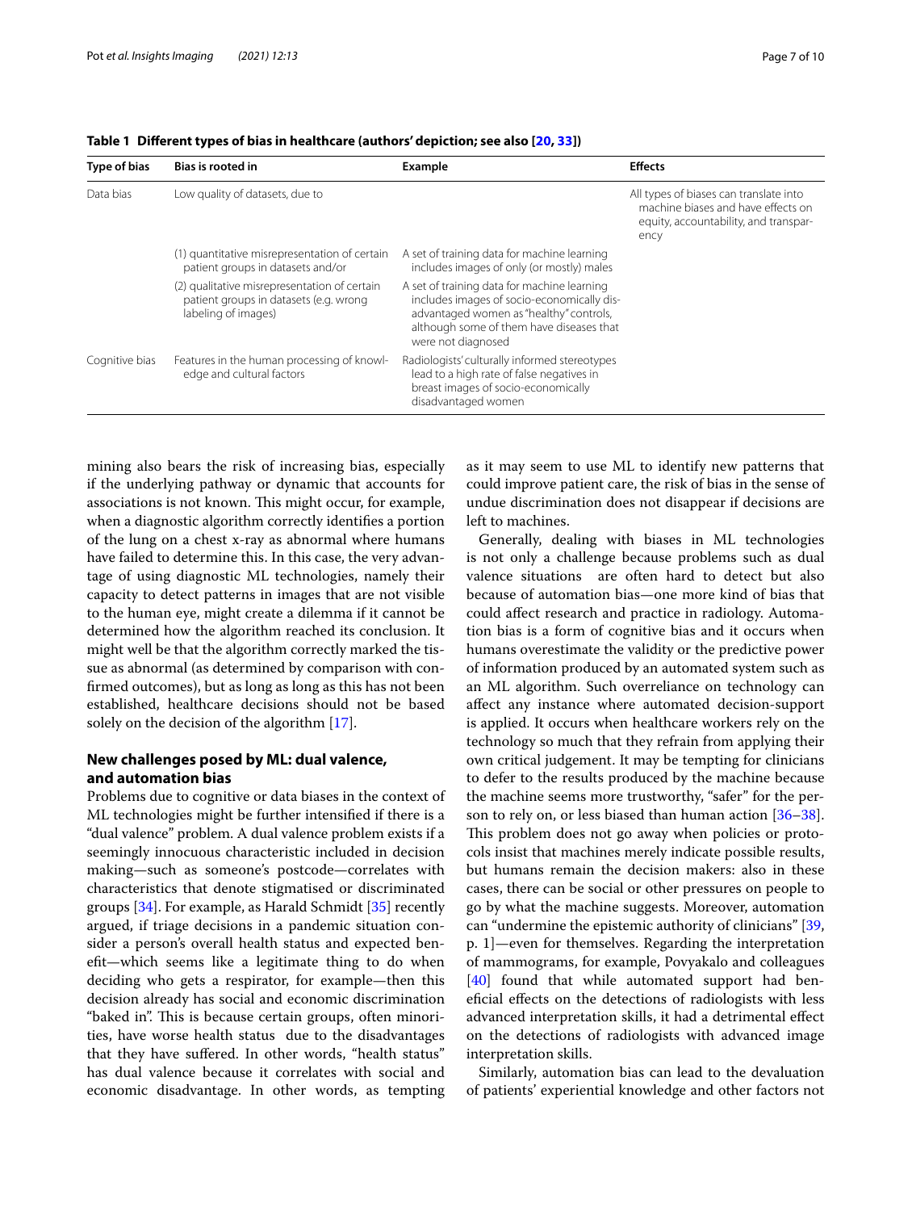**Table 1 Different types of bias in healthcare (authors' depiction; see also [20, 33])**

| Type of bias | Bias is rooted in | Example | Effects |
|---|---|---|---|
| Data bias | Low quality of datasets, due to | | All types of biases can translate into machine biases and have effects on equity, accountability, and transparency |
| | (1) quantitative misrepresentation of certain patient groups in datasets and/or | A set of training data for machine learning includes images of only (or mostly) males | |
| | (2) qualitative misrepresentation of certain patient groups in datasets (e.g. wrong labeling of images) | A set of training data for machine learning includes images of socio-economically disadvantaged women as "healthy" controls, although some of them have diseases that were not diagnosed | |
| Cognitive bias | Features in the human processing of knowledge and cultural factors | Radiologists' culturally informed stereotypes lead to a high rate of false negatives in breast images of socio-economically disadvantaged women | |

mining also bears the risk of increasing bias, especially if the underlying pathway or dynamic that accounts for associations is not known. This might occur, for example, when a diagnostic algorithm correctly identifies a portion of the lung on a chest x-ray as abnormal where humans have failed to determine this. In this case, the very advantage of using diagnostic ML technologies, namely their capacity to detect patterns in images that are not visible to the human eye, might create a dilemma if it cannot be determined how the algorithm reached its conclusion. It might well be that the algorithm correctly marked the tissue as abnormal (as determined by comparison with confirmed outcomes), but as long as long as this has not been established, healthcare decisions should not be based solely on the decision of the algorithm [17].

## New challenges posed by ML: dual valence, and automation bias

Problems due to cognitive or data biases in the context of ML technologies might be further intensified if there is a "dual valence" problem. A dual valence problem exists if a seemingly innocuous characteristic included in decision making—such as someone's postcode—correlates with characteristics that denote stigmatised or discriminated groups [34]. For example, as Harald Schmidt [35] recently argued, if triage decisions in a pandemic situation consider a person's overall health status and expected benefit—which seems like a legitimate thing to do when deciding who gets a respirator, for example—then this decision already has social and economic discrimination "baked in". This is because certain groups, often minorities, have worse health status due to the disadvantages that they have suffered. In other words, "health status" has dual valence because it correlates with social and economic disadvantage. In other words, as tempting as it may seem to use ML to identify new patterns that could improve patient care, the risk of bias in the sense of undue discrimination does not disappear if decisions are left to machines.

Generally, dealing with biases in ML technologies is not only a challenge because problems such as dual valence situations are often hard to detect but also because of automation bias—one more kind of bias that could affect research and practice in radiology. Automation bias is a form of cognitive bias and it occurs when humans overestimate the validity or the predictive power of information produced by an automated system such as an ML algorithm. Such overreliance on technology can affect any instance where automated decision-support is applied. It occurs when healthcare workers rely on the technology so much that they refrain from applying their own critical judgement. It may be tempting for clinicians to defer to the results produced by the machine because the machine seems more trustworthy, "safer" for the person to rely on, or less biased than human action [36–38]. This problem does not go away when policies or protocols insist that machines merely indicate possible results, but humans remain the decision makers: also in these cases, there can be social or other pressures on people to go by what the machine suggests. Moreover, automation can "undermine the epistemic authority of clinicians" [39, p. 1]—even for themselves. Regarding the interpretation of mammograms, for example, Povyakalo and colleagues [40] found that while automated support had beneficial effects on the detections of radiologists with less advanced interpretation skills, it had a detrimental effect on the detections of radiologists with advanced image interpretation skills.

Similarly, automation bias can lead to the devaluation of patients' experiential knowledge and other factors not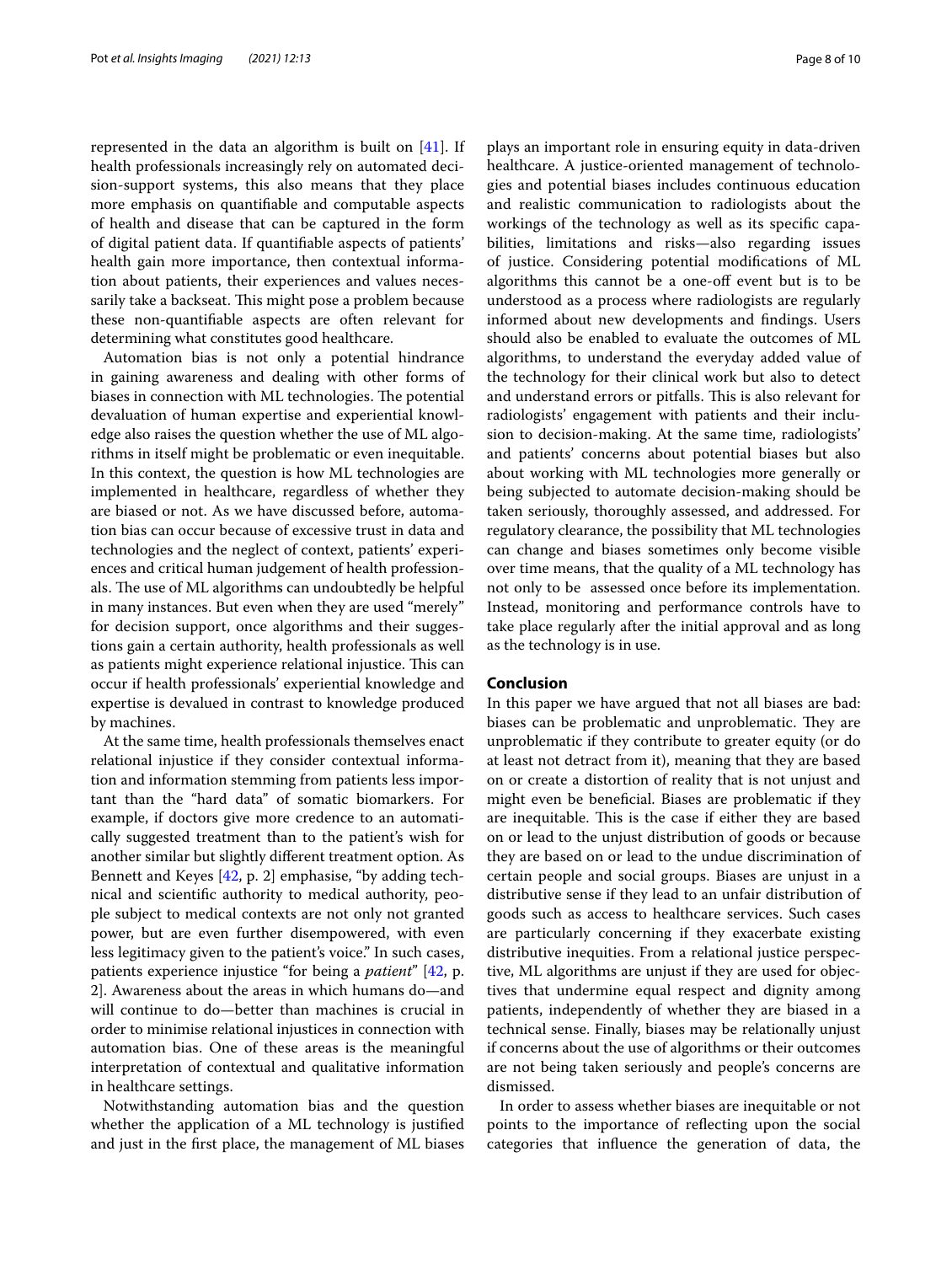represented in the data an algorithm is built on [41]. If health professionals increasingly rely on automated decision-support systems, this also means that they place more emphasis on quantifiable and computable aspects of health and disease that can be captured in the form of digital patient data. If quantifiable aspects of patients' health gain more importance, then contextual information about patients, their experiences and values necessarily take a backseat. This might pose a problem because these non-quantifiable aspects are often relevant for determining what constitutes good healthcare.

Automation bias is not only a potential hindrance in gaining awareness and dealing with other forms of biases in connection with ML technologies. The potential devaluation of human expertise and experiential knowledge also raises the question whether the use of ML algorithms in itself might be problematic or even inequitable. In this context, the question is how ML technologies are implemented in healthcare, regardless of whether they are biased or not. As we have discussed before, automation bias can occur because of excessive trust in data and technologies and the neglect of context, patients' experiences and critical human judgement of health professionals. The use of ML algorithms can undoubtedly be helpful in many instances. But even when they are used "merely" for decision support, once algorithms and their suggestions gain a certain authority, health professionals as well as patients might experience relational injustice. This can occur if health professionals' experiential knowledge and expertise is devalued in contrast to knowledge produced by machines.

At the same time, health professionals themselves enact relational injustice if they consider contextual information and information stemming from patients less important than the "hard data" of somatic biomarkers. For example, if doctors give more credence to an automatically suggested treatment than to the patient's wish for another similar but slightly different treatment option. As Bennett and Keyes [42, p. 2] emphasise, "by adding technical and scientific authority to medical authority, people subject to medical contexts are not only not granted power, but are even further disempowered, with even less legitimacy given to the patient's voice." In such cases, patients experience injustice "for being a *patient*" [42, p. 2]. Awareness about the areas in which humans do—and will continue to do—better than machines is crucial in order to minimise relational injustices in connection with automation bias. One of these areas is the meaningful interpretation of contextual and qualitative information in healthcare settings.

Notwithstanding automation bias and the question whether the application of a ML technology is justified and just in the first place, the management of ML biases plays an important role in ensuring equity in data-driven healthcare. A justice-oriented management of technologies and potential biases includes continuous education and realistic communication to radiologists about the workings of the technology as well as its specific capabilities, limitations and risks—also regarding issues of justice. Considering potential modifications of ML algorithms this cannot be a one-off event but is to be understood as a process where radiologists are regularly informed about new developments and findings. Users should also be enabled to evaluate the outcomes of ML algorithms, to understand the everyday added value of the technology for their clinical work but also to detect and understand errors or pitfalls. This is also relevant for radiologists' engagement with patients and their inclusion to decision-making. At the same time, radiologists' and patients' concerns about potential biases but also about working with ML technologies more generally or being subjected to automate decision-making should be taken seriously, thoroughly assessed, and addressed. For regulatory clearance, the possibility that ML technologies can change and biases sometimes only become visible over time means, that the quality of a ML technology has not only to be assessed once before its implementation. Instead, monitoring and performance controls have to take place regularly after the initial approval and as long as the technology is in use.

## Conclusion

In this paper we have argued that not all biases are bad: biases can be problematic and unproblematic. They are unproblematic if they contribute to greater equity (or do at least not detract from it), meaning that they are based on or create a distortion of reality that is not unjust and might even be beneficial. Biases are problematic if they are inequitable. This is the case if either they are based on or lead to the unjust distribution of goods or because they are based on or lead to the undue discrimination of certain people and social groups. Biases are unjust in a distributive sense if they lead to an unfair distribution of goods such as access to healthcare services. Such cases are particularly concerning if they exacerbate existing distributive inequities. From a relational justice perspective, ML algorithms are unjust if they are used for objectives that undermine equal respect and dignity among patients, independently of whether they are biased in a technical sense. Finally, biases may be relationally unjust if concerns about the use of algorithms or their outcomes are not being taken seriously and people's concerns are dismissed.

In order to assess whether biases are inequitable or not points to the importance of reflecting upon the social categories that influence the generation of data, the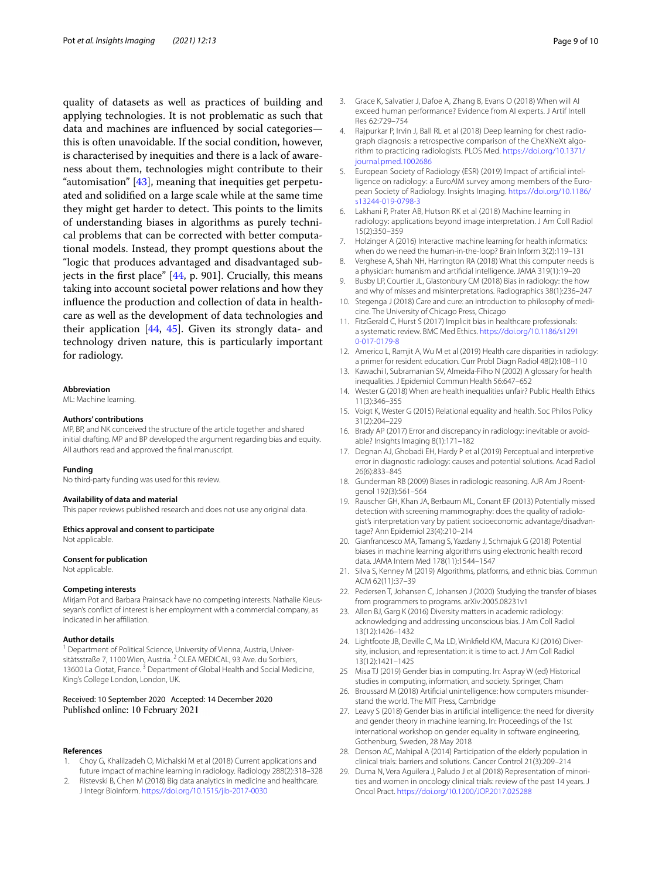quality of datasets as well as practices of building and applying technologies. It is not problematic as such that data and machines are influenced by social categories—this is often unavoidable. If the social condition, however, is characterised by inequities and there is a lack of awareness about them, technologies might contribute to their "automisation" [43], meaning that inequities get perpetuated and solidified on a large scale while at the same time they might get harder to detect. This points to the limits of understanding biases in algorithms as purely technical problems that can be corrected with better computational models. Instead, they prompt questions about the "logic that produces advantaged and disadvantaged subjects in the first place" [44, p. 901]. Crucially, this means taking into account societal power relations and how they influence the production and collection of data in healthcare as well as the development of data technologies and their application [44, 45]. Given its strongly data- and technology driven nature, this is particularly important for radiology.

#### Abbreviation

ML: Machine learning.

#### Authors' contributions

MP, BP, and NK conceived the structure of the article together and shared initial drafting. MP and BP developed the argument regarding bias and equity. All authors read and approved the final manuscript.

#### Funding

No third-party funding was used for this review.

#### Availability of data and material

This paper reviews published research and does not use any original data.

#### Ethics approval and consent to participate

Not applicable.

#### Consent for publication

Not applicable.

#### Competing interests

Mirjam Pot and Barbara Prainsack have no competing interests. Nathalie Kieusseyan's conflict of interest is her employment with a commercial company, as indicated in her affiliation.

#### Author details

[1] Department of Political Science, University of Vienna, Austria, Universitätsstraße 7, 1100 Wien, Austria. [2] OLEA MEDICAL, 93 Ave. du Sorbiers, 13600 La Ciotat, France. [3] Department of Global Health and Social Medicine, King's College London, London, UK.

Received: 10 September 2020 Accepted: 14 December 2020
Published online: 10 February 2021

#### References

1. Choy G, Khalilzadeh O, Michalski M et al (2018) Current applications and future impact of machine learning in radiology. Radiology 288(2):318–328
2. Ristevski B, Chen M (2018) Big data analytics in medicine and healthcare. J Integr Bioinform. https://doi.org/10.1515/jib-2017-0030
3. Grace K, Salvatier J, Dafoe A, Zhang B, Evans O (2018) When will AI exceed human performance? Evidence from AI experts. J Artif Intell Res 62:729–754
4. Rajpurkar P, Irvin J, Ball RL et al (2018) Deep learning for chest radiograph diagnosis: a retrospective comparison of the CheXNeXt algorithm to practicing radiologists. PLOS Med. https://doi.org/10.1371/journal.pmed.1002686
5. European Society of Radiology (ESR) (2019) Impact of artificial intelligence on radiology: a EuroAIM survey among members of the European Society of Radiology. Insights Imaging. https://doi.org/10.1186/s13244-019-0798-3
6. Lakhani P, Prater AB, Hutson RK et al (2018) Machine learning in radiology: applications beyond image interpretation. J Am Coll Radiol 15(2):350–359
7. Holzinger A (2016) Interactive machine learning for health informatics: when do we need the human-in-the-loop? Brain Inform 3(2):119–131
8. Verghese A, Shah NH, Harrington RA (2018) What this computer needs is a physician: humanism and artificial intelligence. JAMA 319(1):19–20
9. Busby LP, Courtier JL, Glastonbury CM (2018) Bias in radiology: the how and why of misses and misinterpretations. Radiographics 38(1):236–247
10. Stegenga J (2018) Care and cure: an introduction to philosophy of medicine. The University of Chicago Press, Chicago
11. FitzGerald C, Hurst S (2017) Implicit bias in healthcare professionals: a systematic review. BMC Med Ethics. https://doi.org/10.1186/s12910-017-0179-8
12. Americo L, Ramjit A, Wu M et al (2019) Health care disparities in radiology: a primer for resident education. Curr Probl Diagn Radiol 48(2):108–110
13. Kawachi I, Subramanian SV, Almeida-Filho N (2002) A glossary for health inequalities. J Epidemiol Commun Health 56:647–652
14. Wester G (2018) When are health inequalities unfair? Public Health Ethics 11(3):346–355
15. Voigt K, Wester G (2015) Relational equality and health. Soc Philos Policy 31(2):204–229
16. Brady AP (2017) Error and discrepancy in radiology: inevitable or avoidable? Insights Imaging 8(1):171–182
17. Degnan AJ, Ghobadi EH, Hardy P et al (2019) Perceptual and interpretive error in diagnostic radiology: causes and potential solutions. Acad Radiol 26(6):833–845
18. Gunderman RB (2009) Biases in radiologic reasoning. AJR Am J Roentgenol 192(3):561–564
19. Rauscher GH, Khan JA, Berbaum ML, Conant EF (2013) Potentially missed detection with screening mammography: does the quality of radiologist's interpretation vary by patient socioeconomic advantage/disadvantage? Ann Epidemiol 23(4):210–214
20. Gianfrancesco MA, Tamang S, Yazdany J, Schmajuk G (2018) Potential biases in machine learning algorithms using electronic health record data. JAMA Intern Med 178(11):1544–1547
21. Silva S, Kenney M (2019) Algorithms, platforms, and ethnic bias. Commun ACM 62(11):37–39
22. Pedersen T, Johansen C, Johansen J (2020) Studying the transfer of biases from programmers to programs. arXiv:2005.08231v1
23. Allen BJ, Garg K (2016) Diversity matters in academic radiology: acknowledging and addressing unconscious bias. J Am Coll Radiol 13(12):1426–1432
24. Lightfoote JB, Deville C, Ma LD, Winkfield KM, Macura KJ (2016) Diversity, inclusion, and representation: it is time to act. J Am Coll Radiol 13(12):1421–1425
25. Misa TJ (2019) Gender bias in computing. In: Aspray W (ed) Historical studies in computing, information, and society. Springer, Cham
26. Broussard M (2018) Artificial unintelligence: how computers misunderstand the world. The MIT Press, Cambridge
27. Leavy S (2018) Gender bias in artificial intelligence: the need for diversity and gender theory in machine learning. In: Proceedings of the 1st international workshop on gender equality in software engineering, Gothenburg, Sweden, 28 May 2018
28. Denson AC, Mahipal A (2014) Participation of the elderly population in clinical trials: barriers and solutions. Cancer Control 21(3):209–214
29. Duma N, Vera Aguilera J, Paludo J et al (2018) Representation of minorities and women in oncology clinical trials: review of the past 14 years. J Oncol Pract. https://doi.org/10.1200/JOP.2017.025288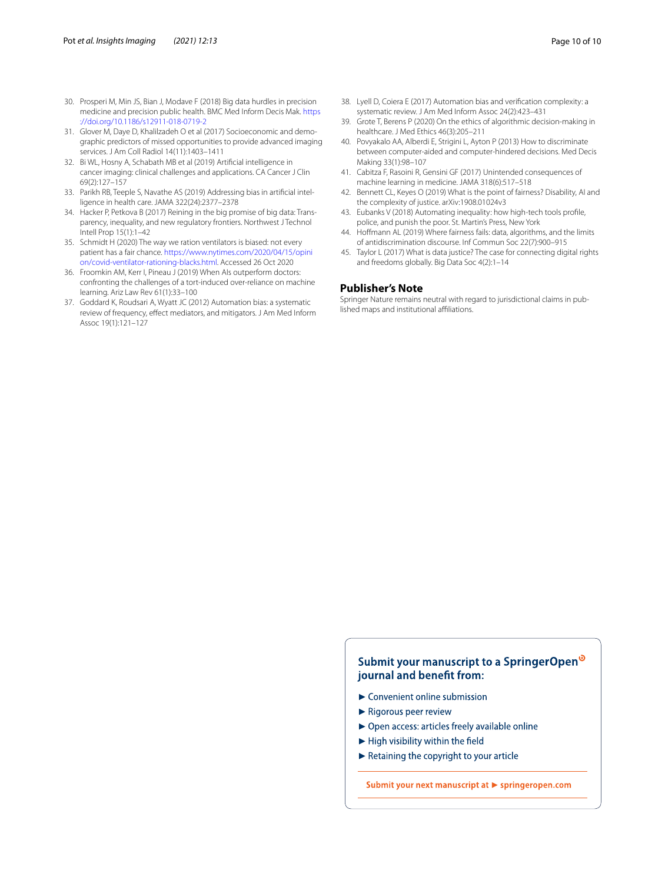30. Prosperi M, Min JS, Bian J, Modave F (2018) Big data hurdles in precision medicine and precision public health. BMC Med Inform Decis Mak. https://doi.org/10.1186/s12911-018-0719-2
31. Glover M, Daye D, Khalilzadeh O et al (2017) Socioeconomic and demographic predictors of missed opportunities to provide advanced imaging services. J Am Coll Radiol 14(11):1403–1411
32. Bi WL, Hosny A, Schabath MB et al (2019) Artificial intelligence in cancer imaging: clinical challenges and applications. CA Cancer J Clin 69(2):127–157
33. Parikh RB, Teeple S, Navathe AS (2019) Addressing bias in artificial intelligence in health care. JAMA 322(24):2377–2378
34. Hacker P, Petkova B (2017) Reining in the big promise of big data: Transparency, inequality, and new regulatory frontiers. Northwest J Technol Intell Prop 15(1):1–42
35. Schmidt H (2020) The way we ration ventilators is biased: not every patient has a fair chance. https://www.nytimes.com/2020/04/15/opinion/covid-ventilator-rationing-blacks.html. Accessed 26 Oct 2020
36. Froomkin AM, Kerr I, Pineau J (2019) When AIs outperform doctors: confronting the challenges of a tort-induced over-reliance on machine learning. Ariz Law Rev 61(1):33–100
37. Goddard K, Roudsari A, Wyatt JC (2012) Automation bias: a systematic review of frequency, effect mediators, and mitigators. J Am Med Inform Assoc 19(1):121–127
38. Lyell D, Coiera E (2017) Automation bias and verification complexity: a systematic review. J Am Med Inform Assoc 24(2):423–431
39. Grote T, Berens P (2020) On the ethics of algorithmic decision-making in healthcare. J Med Ethics 46(3):205–211
40. Povyakalo AA, Alberdi E, Strigini L, Ayton P (2013) How to discriminate between computer-aided and computer-hindered decisions. Med Decis Making 33(1):98–107
41. Cabitza F, Rasoini R, Gensini GF (2017) Unintended consequences of machine learning in medicine. JAMA 318(6):517–518
42. Bennett CL, Keyes O (2019) What is the point of fairness? Disability, AI and the complexity of justice. arXiv:1908.01024v3
43. Eubanks V (2018) Automating inequality: how high-tech tools profile, police, and punish the poor. St. Martin's Press, New York
44. Hoffmann AL (2019) Where fairness fails: data, algorithms, and the limits of antidiscrimination discourse. Inf Commun Soc 22(7):900–915
45. Taylor L (2017) What is data justice? The case for connecting digital rights and freedoms globally. Big Data Soc 4(2):1–14

## Publisher's Note

Springer Nature remains neutral with regard to jurisdictional claims in published maps and institutional affiliations.